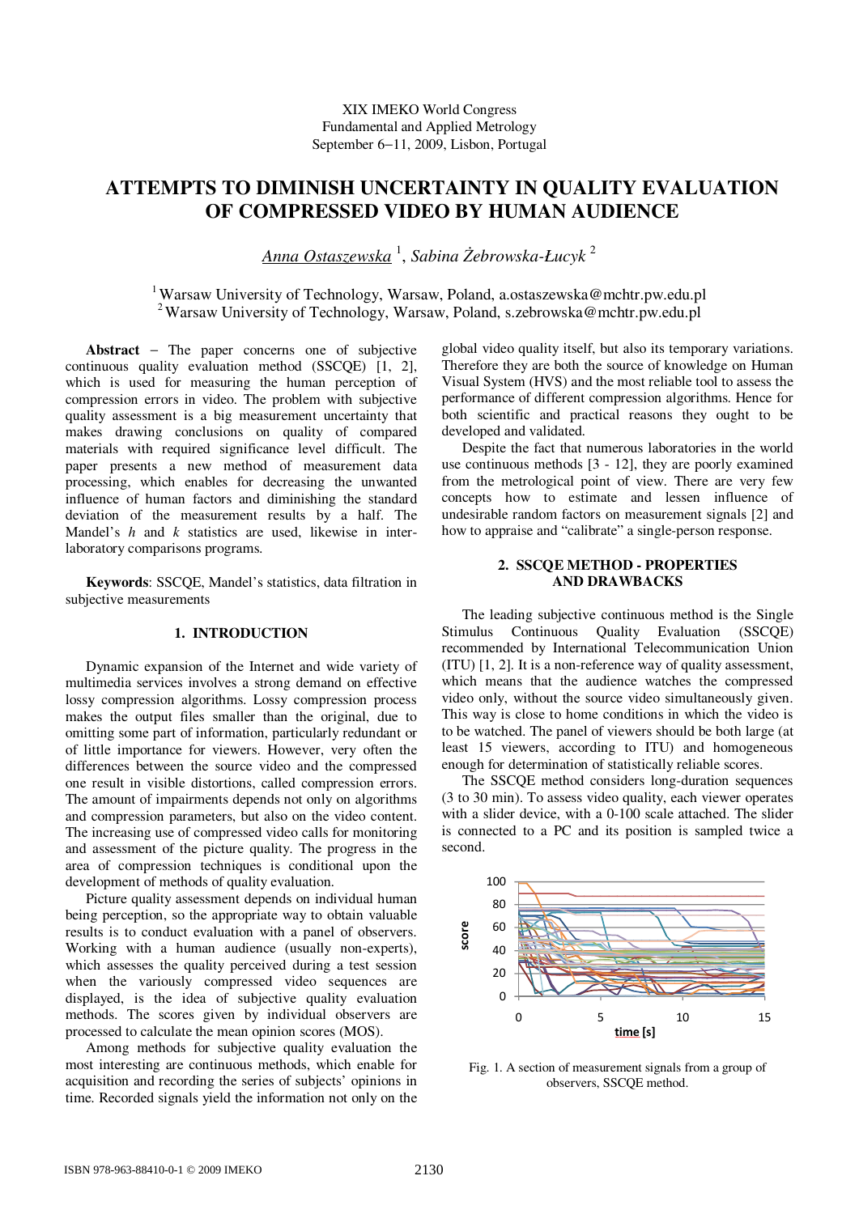XIX IMEKO World Congress
Fundamental and Applied Metrology
September 6−11, 2009, Lisbon, Portugal

# ATTEMPTS TO DIMINISH UNCERTAINTY IN QUALITY EVALUATION OF COMPRESSED VIDEO BY HUMAN AUDIENCE

*Anna Ostaszewska* [1], *Sabina Żebrowska-Łucyk* [2]

[1] Warsaw University of Technology, Warsaw, Poland, a.ostaszewska@mchtr.pw.edu.pl
[2] Warsaw University of Technology, Warsaw, Poland, s.zebrowska@mchtr.pw.edu.pl

**Abstract** − The paper concerns one of subjective continuous quality evaluation method (SSCQE) [1, 2], which is used for measuring the human perception of compression errors in video. The problem with subjective quality assessment is a big measurement uncertainty that makes drawing conclusions on quality of compared materials with required significance level difficult. The paper presents a new method of measurement data processing, which enables for decreasing the unwanted influence of human factors and diminishing the standard deviation of the measurement results by a half. The Mandel's *h* and *k* statistics are used, likewise in inter-laboratory comparisons programs.

**Keywords**: SSCQE, Mandel's statistics, data filtration in subjective measurements

## 1. INTRODUCTION

Dynamic expansion of the Internet and wide variety of multimedia services involves a strong demand on effective lossy compression algorithms. Lossy compression process makes the output files smaller than the original, due to omitting some part of information, particularly redundant or of little importance for viewers. However, very often the differences between the source video and the compressed one result in visible distortions, called compression errors. The amount of impairments depends not only on algorithms and compression parameters, but also on the video content. The increasing use of compressed video calls for monitoring and assessment of the picture quality. The progress in the area of compression techniques is conditional upon the development of methods of quality evaluation.

Picture quality assessment depends on individual human being perception, so the appropriate way to obtain valuable results is to conduct evaluation with a panel of observers. Working with a human audience (usually non-experts), which assesses the quality perceived during a test session when the variously compressed video sequences are displayed, is the idea of subjective quality evaluation methods. The scores given by individual observers are processed to calculate the mean opinion scores (MOS).

Among methods for subjective quality evaluation the most interesting are continuous methods, which enable for acquisition and recording the series of subjects' opinions in time. Recorded signals yield the information not only on the global video quality itself, but also its temporary variations. Therefore they are both the source of knowledge on Human Visual System (HVS) and the most reliable tool to assess the performance of different compression algorithms. Hence for both scientific and practical reasons they ought to be developed and validated.

Despite the fact that numerous laboratories in the world use continuous methods [3 - 12], they are poorly examined from the metrological point of view. There are very few concepts how to estimate and lessen influence of undesirable random factors on measurement signals [2] and how to appraise and "calibrate" a single-person response.

## 2. SSCQE METHOD - PROPERTIES AND DRAWBACKS

The leading subjective continuous method is the Single Stimulus Continuous Quality Evaluation (SSCQE) recommended by International Telecommunication Union (ITU) [1, 2]. It is a non-reference way of quality assessment, which means that the audience watches the compressed video only, without the source video simultaneously given. This way is close to home conditions in which the video is to be watched. The panel of viewers should be both large (at least 15 viewers, according to ITU) and homogeneous enough for determination of statistically reliable scores.

The SSCQE method considers long-duration sequences (3 to 30 min). To assess video quality, each viewer operates with a slider device, with a 0-100 scale attached. The slider is connected to a PC and its position is sampled twice a second.

Fig. 1. A section of measurement signals from a group of observers, SSCQE method.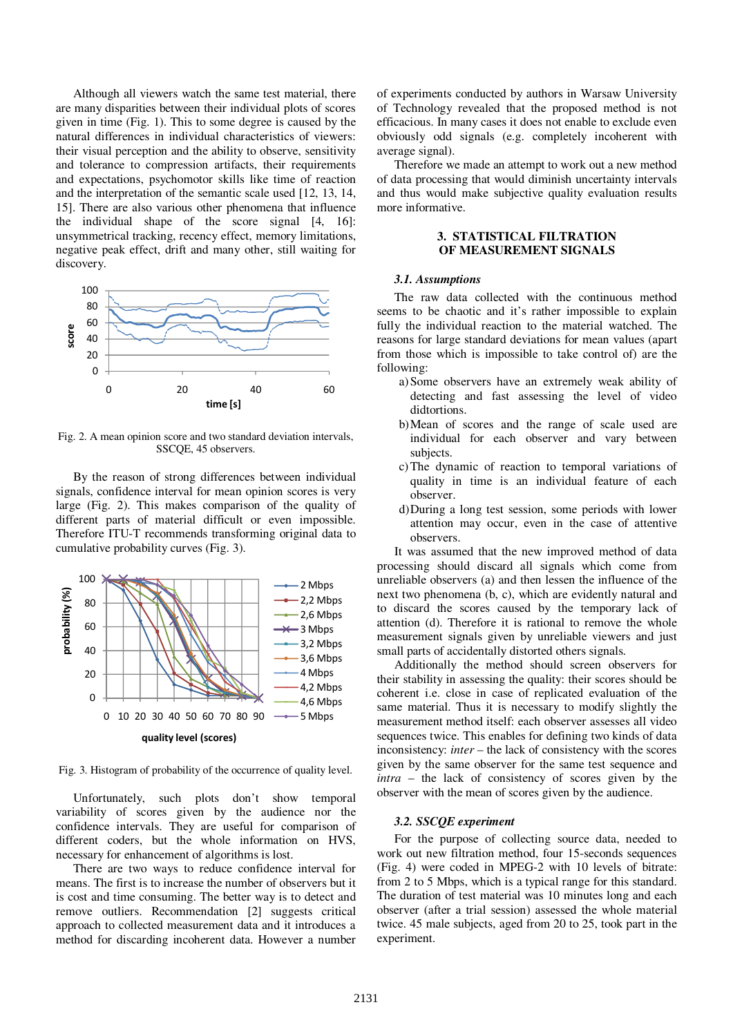Although all viewers watch the same test material, there are many disparities between their individual plots of scores given in time (Fig. 1). This to some degree is caused by the natural differences in individual characteristics of viewers: their visual perception and the ability to observe, sensitivity and tolerance to compression artifacts, their requirements and expectations, psychomotor skills like time of reaction and the interpretation of the semantic scale used [12, 13, 14, 15]. There are also various other phenomena that influence the individual shape of the score signal [4, 16]: unsymmetrical tracking, recency effect, memory limitations, negative peak effect, drift and many other, still waiting for discovery.

Fig. 2. A mean opinion score and two standard deviation intervals, SSCQE, 45 observers.

By the reason of strong differences between individual signals, confidence interval for mean opinion scores is very large (Fig. 2). This makes comparison of the quality of different parts of material difficult or even impossible. Therefore ITU-T recommends transforming original data to cumulative probability curves (Fig. 3).

Fig. 3. Histogram of probability of the occurrence of quality level.

Unfortunately, such plots don't show temporal variability of scores given by the audience nor the confidence intervals. They are useful for comparison of different coders, but the whole information on HVS, necessary for enhancement of algorithms is lost.

There are two ways to reduce confidence interval for means. The first is to increase the number of observers but it is cost and time consuming. The better way is to detect and remove outliers. Recommendation [2] suggests critical approach to collected measurement data and it introduces a method for discarding incoherent data. However a number of experiments conducted by authors in Warsaw University of Technology revealed that the proposed method is not efficacious. In many cases it does not enable to exclude even obviously odd signals (e.g. completely incoherent with average signal).

Therefore we made an attempt to work out a new method of data processing that would diminish uncertainty intervals and thus would make subjective quality evaluation results more informative.

## 3. STATISTICAL FILTRATION OF MEASUREMENT SIGNALS

### 3.1. Assumptions

The raw data collected with the continuous method seems to be chaotic and it's rather impossible to explain fully the individual reaction to the material watched. The reasons for large standard deviations for mean values (apart from those which is impossible to take control of) are the following:

a) Some observers have an extremely weak ability of detecting and fast assessing the level of video didtortions.

b) Mean of scores and the range of scale used are individual for each observer and vary between subjects.

c) The dynamic of reaction to temporal variations of quality in time is an individual feature of each observer.

d) During a long test session, some periods with lower attention may occur, even in the case of attentive observers.

It was assumed that the new improved method of data processing should discard all signals which come from unreliable observers (a) and then lessen the influence of the next two phenomena (b, c), which are evidently natural and to discard the scores caused by the temporary lack of attention (d). Therefore it is rational to remove the whole measurement signals given by unreliable viewers and just small parts of accidentally distorted others signals.

Additionally the method should screen observers for their stability in assessing the quality: their scores should be coherent i.e. close in case of replicated evaluation of the same material. Thus it is necessary to modify slightly the measurement method itself: each observer assesses all video sequences twice. This enables for defining two kinds of data inconsistency: *inter* – the lack of consistency with the scores given by the same observer for the same test sequence and *intra* – the lack of consistency of scores given by the observer with the mean of scores given by the audience.

### 3.2. SSCQE experiment

For the purpose of collecting source data, needed to work out new filtration method, four 15-seconds sequences (Fig. 4) were coded in MPEG-2 with 10 levels of bitrate: from 2 to 5 Mbps, which is a typical range for this standard. The duration of test material was 10 minutes long and each observer (after a trial session) assessed the whole material twice. 45 male subjects, aged from 20 to 25, took part in the experiment.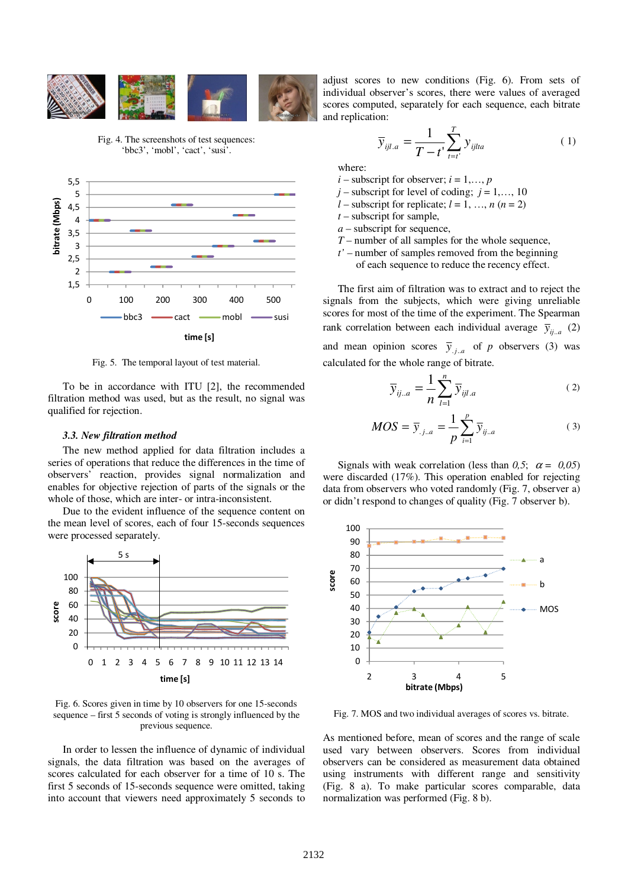Fig. 4. The screenshots of test sequences: 'bbc3', 'mobl', 'cact', 'susi'.

Fig. 5. The temporal layout of test material.

To be in accordance with ITU [2], the recommended filtration method was used, but as the result, no signal was qualified for rejection.

### 3.3. New filtration method

The new method applied for data filtration includes a series of operations that reduce the differences in the time of observers' reaction, provides signal normalization and enables for objective rejection of parts of the signals or the whole of those, which are inter- or intra-inconsistent.

Due to the evident influence of the sequence content on the mean level of scores, each of four 15-seconds sequences were processed separately.

Fig. 6. Scores given in time by 10 observers for one 15-seconds sequence – first 5 seconds of voting is strongly influenced by the previous sequence.

In order to lessen the influence of dynamic of individual signals, the data filtration was based on the averages of scores calculated for each observer for a time of 10 s. The first 5 seconds of 15-seconds sequence were omitted, taking into account that viewers need approximately 5 seconds to adjust scores to new conditions (Fig. 6). From sets of individual observer's scores, there were values of averaged scores computed, separately for each sequence, each bitrate and replication:

$$\bar{y}_{ijl.a} = \frac{1}{T-t'}\sum_{t=t'}^{T} y_{ijlta} \qquad (1)$$

where:

- $i$ – subscript for observer; $i = 1,\ldots, p$
- $j$ – subscript for level of coding; $j = 1,\ldots, 10$
- $l$ – subscript for replicate; $l = 1, \ldots, n$ ($n = 2$)
- $t$ – subscript for sample,
- $a$ – subscript for sequence,
- $T$ – number of all samples for the whole sequence,
- $t'$ – number of samples removed from the beginning of each sequence to reduce the recency effect.

The first aim of filtration was to extract and to reject the signals from the subjects, which were giving unreliable scores for most of the time of the experiment. The Spearman rank correlation between each individual average $\bar{y}_{ij..a}$ (2) and mean opinion scores $\bar{y}_{.j..a}$ of $p$ observers (3) was calculated for the whole range of bitrate.

$$\bar{y}_{ij..a} = \frac{1}{n}\sum_{l=1}^{n} \bar{y}_{ijl.a} \qquad (2)$$

$$MOS = \bar{y}_{.j..a} = \frac{1}{p}\sum_{i=1}^{p} \bar{y}_{ij..a} \qquad (3)$$

Signals with weak correlation (less than *0,5*; $\alpha =$ *0,05*) were discarded (17%). This operation enabled for rejecting data from observers who voted randomly (Fig. 7, observer a) or didn't respond to changes of quality (Fig. 7 observer b).

Fig. 7. MOS and two individual averages of scores vs. bitrate.

As mentioned before, mean of scores and the range of scale used vary between observers. Scores from individual observers can be considered as measurement data obtained using instruments with different range and sensitivity (Fig. 8 a). To make particular scores comparable, data normalization was performed (Fig. 8 b).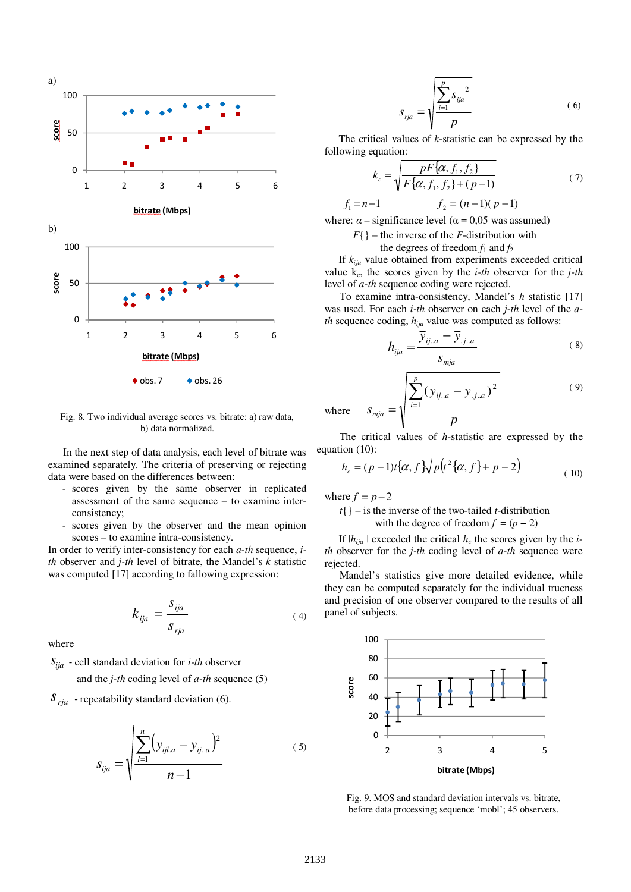Fig. 8. Two individual average scores vs. bitrate: a) raw data, b) data normalized.

In the next step of data analysis, each level of bitrate was examined separately. The criteria of preserving or rejecting data were based on the differences between:

- scores given by the same observer in replicated assessment of the same sequence – to examine inter-consistency;
- scores given by the observer and the mean opinion scores – to examine intra-consistency.

In order to verify inter-consistency for each *a-th* sequence, *i-th* observer and *j-th* level of bitrate, the Mandel's *k* statistic was computed [17] according to fallowing expression:

$$k_{ija} = \frac{s_{ija}}{s_{rja}} \tag{4}$$

where

$s_{ija}$ - cell standard deviation for *i-th* observer and the *j-th* coding level of *a-th* sequence (5)

$s_{rja}$ - repeatability standard deviation (6).

$$s_{ija} = \sqrt{\frac{\sum_{l=1}^{n}\left(\bar{y}_{ijl.a} - \bar{y}_{ij..a}\right)^2}{n-1}} \tag{5}$$

$$s_{rja} = \sqrt{\frac{\sum_{i=1}^{p} s_{ija}^{\;2}}{p}} \tag{6}$$

The critical values of *k*-statistic can be expressed by the following equation:

$$k_c = \sqrt{\frac{pF\{\alpha, f_1, f_2\}}{F\{\alpha, f_1, f_2\} + (p-1)}} \tag{7}$$

$$f_1 = n-1 \qquad f_2 = (n-1)(p-1)$$

where: $\alpha$ – significance level ($\alpha$ = 0,05 was assumed)

$F\{\}$ – the inverse of the *F*-distribution with the degrees of freedom $f_1$ and $f_2$

If $k_{ija}$ value obtained from experiments exceeded critical value $k_c$, the scores given by the *i-th* observer for the *j-th* level of *a-th* sequence coding were rejected.

To examine intra-consistency, Mandel's *h* statistic [17] was used. For each *i-th* observer on each *j-th* level of the *a-th* sequence coding, $h_{ija}$ value was computed as follows:

$$h_{ija} = \frac{\bar{y}_{ij..a} - \bar{y}_{.j..a}}{s_{mja}} \tag{8}$$

$$\text{where} \quad s_{mja} = \sqrt{\frac{\sum_{i=1}^{p}\left(\bar{y}_{ij..a} - \bar{y}_{.j..a}\right)^2}{p}} \tag{9}$$

The critical values of *h*-statistic are expressed by the equation (10):

$$h_c = (p-1)t\{\alpha, f\}\sqrt{p\left(t^2\{\alpha, f\} + p - 2\right)} \tag{10}$$

where $f = p-2$

$t\{\}$ – is the inverse of the two-tailed *t*-distribution with the degree of freedom $f = (p-2)$

If $|h_{ija}|$ exceeded the critical $h_c$ the scores given by the *i-th* observer for the *j-th* coding level of *a-th* sequence were rejected.

Mandel's statistics give more detailed evidence, while they can be computed separately for the individual trueness and precision of one observer compared to the results of all panel of subjects.

Fig. 9. MOS and standard deviation intervals vs. bitrate, before data processing; sequence 'mobl'; 45 observers.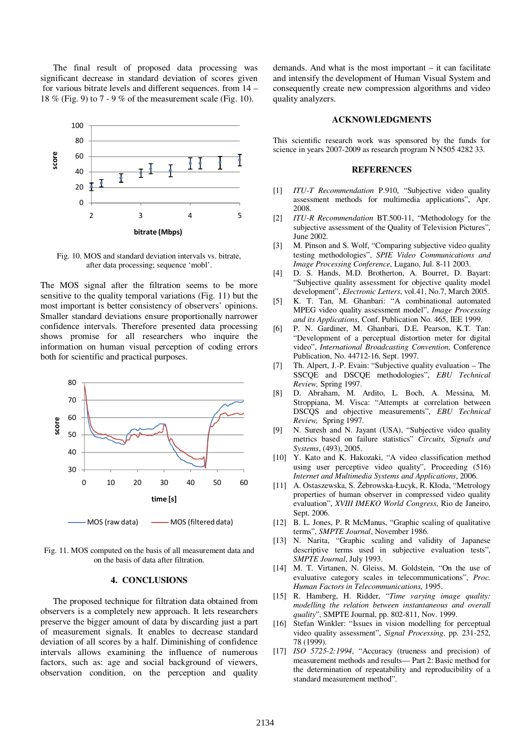The final result of proposed data processing was significant decrease in standard deviation of scores given for various bitrate levels and different sequences. from 14 – 18 % (Fig. 9) to 7 - 9 % of the measurement scale (Fig. 10).

100
80
60
40
20
0
score
2
3
4
5
bitrate (Mbps)

Fig. 10. MOS and standard deviation intervals vs. bitrate, after data processing; sequence 'mobl'.

The MOS signal after the filtration seems to be more sensitive to the quality temporal variations (Fig. 11) but the most important is better consistency of observers' opinions. Smaller standard deviations ensure proportionally narrower confidence intervals. Therefore presented data processing shows promise for all researchers who inquire the information on human visual perception of coding errors both for scientific and practical purposes.

80
70
60
50
40
30
score
0
10
20
30
40
50
60
time [s]
MOS (raw data)
MOS (filtered data)

Fig. 11. MOS computed on the basis of all measurement data and on the basis of data after filtration.

## 4. CONCLUSIONS

The proposed technique for filtration data obtained from observers is a completely new approach. It lets researchers preserve the bigger amount of data by discarding just a part of measurement signals. It enables to decrease standard deviation of all scores by a half. Diminishing of confidence intervals allows examining the influence of numerous factors, such as: age and social background of viewers, observation condition, on the perception and quality demands. And what is the most important – it can facilitate and intensify the development of Human Visual System and consequently create new compression algorithms and video quality analyzers.

## ACKNOWLEDGMENTS

This scientific research work was sponsored by the funds for science in years 2007-2009 as research program N N505 4282 33.

## REFERENCES

[1] *ITU-T Recommendation* P.910, "Subjective video quality assessment methods for multimedia applications", Apr. 2008.

[2] *ITU-R Recommendation* BT.500-11, "Methodology for the subjective assessment of the Quality of Television Pictures", June 2002.

[3] M. Pinson and S. Wolf, "Comparing subjective video quality testing methodologies", *SPIE Video Communications and Image Processing Conference*, Lugano, Jul. 8-11 2003.

[4] D. S. Hands, M.D. Brotherton, A. Bourret, D. Bayart: "Subjective quality assessment for objective quality model development", *Electronic Letters*, vol.41, No.7, March 2005.

[5] K. T. Tan, M. Ghanbari: "A combinational automated MPEG video quality assessment model", *Image Processing and its Applications*, Conf. Publication No. 465, IEE 1999.

[6] P. N. Gardiner, M. Ghanbari, D.E. Pearson, K.T. Tan: "Development of a perceptual distortion meter for digital video", *International Broadcasting Convention*, Conference Publication, No. 44712-16, Sept. 1997.

[7] Th. Alpert, J.-P. Evain: "Subjective quality evaluation – The SSCQE and DSCQE methodologies", *EBU Technical Review*, Spring 1997.

[8] D. Abraham, M. Ardito, L. Boch, A. Messina, M. Stroppiana, M. Visca: "Attempts at correlation between DSCQS and objective measurements", *EBU Technical Review*, Spring 1997.

[9] N. Suresh and N. Jayant (USA), "Subjective video quality metrics based on failure statistics" *Circuits, Signals and Systems*, (493), 2005.

[10] Y. Kato and K. Hakozaki, "A video classification method using user perceptive video quality", Proceeding (516) *Internet and Multimedia Systems and Applications*, 2006.

[11] A. Ostaszewska, S. Żebrowska-Łucyk, R. Kłoda, "Metrology properties of human observer in compressed video quality evaluation", *XVIII IMEKO World Congress*, Rio de Janeiro, Sept. 2006.

[12] B. L. Jones, P. R McManus, "Graphic scaling of qualitative terms", *SMPTE Journal*, November 1986.

[13] N. Narita, "Graphic scaling and validity of Japanese descriptive terms used in subjective evaluation tests", *SMPTE Journal*, July 1993.

[14] M. T. Virtanen, N. Gleiss, M. Goldstein, "On the use of evaluative category scales in telecommunications", *Proc. Human Factors in Telecommunications,* 1995.

[15] R. Hamberg, H. Ridder, "*Time varying image quality: modelling the relation between instantaneous and overall quality*", SMPTE Journal, pp. 802-811, Nov. 1999.

[16] Stefan Winkler: "Issues in vision modelling for perceptual video quality assessment", *Signal Processing,* pp. 231-252, 78 (1999).

[17] *ISO 5725-2:1994*, "Accuracy (trueness and precision) of measurement methods and results— Part 2: Basic method for the determination of repeatability and reproducibility of a standard measurement method".